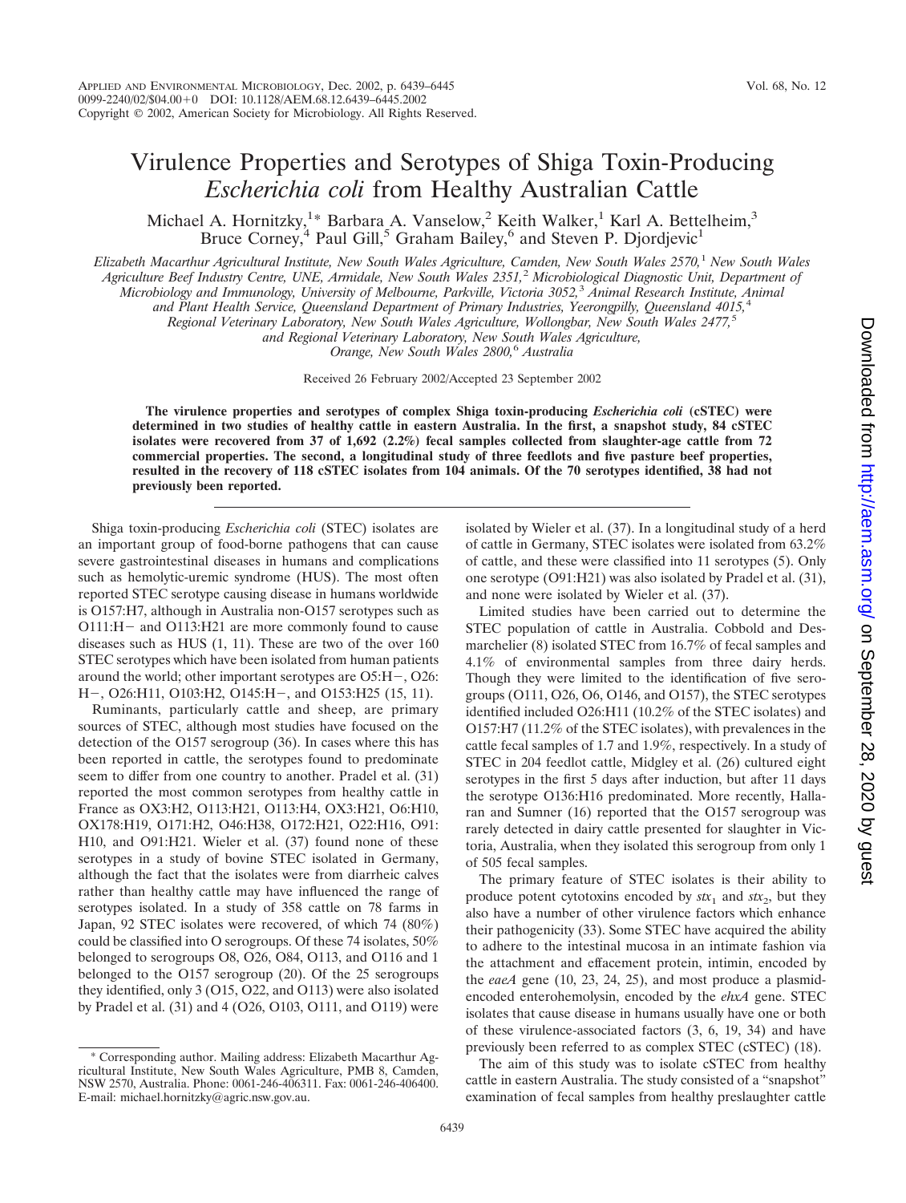# Virulence Properties and Serotypes of Shiga Toxin-Producing *Escherichia coli* from Healthy Australian Cattle

Michael A. Hornitzky,[1*] Barbara A. Vanselow,[2] Keith Walker,[1] Karl A. Bettelheim,[3] Bruce Corney,[4] Paul Gill,[5] Graham Bailey,[6] and Steven P. Djordjevic[1]

*Elizabeth Macarthur Agricultural Institute, New South Wales Agriculture, Camden, New South Wales 2570,[1] New South Wales Agriculture Beef Industry Centre, UNE, Armidale, New South Wales 2351,[2] Microbiological Diagnostic Unit, Department of Microbiology and Immunology, University of Melbourne, Parkville, Victoria 3052,[3] Animal Research Institute, Animal and Plant Health Service, Queensland Department of Primary Industries, Yeerongpilly, Queensland 4015,[4] Regional Veterinary Laboratory, New South Wales Agriculture, Wollongbar, New South Wales 2477,[5] and Regional Veterinary Laboratory, New South Wales Agriculture, Orange, New South Wales 2800,[6] Australia*

Received 26 February 2002/Accepted 23 September 2002

**The virulence properties and serotypes of complex Shiga toxin-producing *Escherichia coli* (cSTEC) were determined in two studies of healthy cattle in eastern Australia. In the first, a snapshot study, 84 cSTEC isolates were recovered from 37 of 1,692 (2.2%) fecal samples collected from slaughter-age cattle from 72 commercial properties. The second, a longitudinal study of three feedlots and five pasture beef properties, resulted in the recovery of 118 cSTEC isolates from 104 animals. Of the 70 serotypes identified, 38 had not previously been reported.**

Shiga toxin-producing *Escherichia coli* (STEC) isolates are an important group of food-borne pathogens that can cause severe gastrointestinal diseases in humans and complications such as hemolytic-uremic syndrome (HUS). The most often reported STEC serotype causing disease in humans worldwide is O157:H7, although in Australia non-O157 serotypes such as O111:H− and O113:H21 are more commonly found to cause diseases such as HUS (1, 11). These are two of the over 160 STEC serotypes which have been isolated from human patients around the world; other important serotypes are O5:H−, O26:H−, O26:H11, O103:H2, O145:H−, and O153:H25 (15, 11).

Ruminants, particularly cattle and sheep, are primary sources of STEC, although most studies have focused on the detection of the O157 serogroup (36). In cases where this has been reported in cattle, the serotypes found to predominate seem to differ from one country to another. Pradel et al. (31) reported the most common serotypes from healthy cattle in France as OX3:H2, O113:H21, O113:H4, OX3:H21, O6:H10, OX178:H19, O171:H2, O46:H38, O172:H21, O22:H16, O91:H10, and O91:H21. Wieler et al. (37) found none of these serotypes in a study of bovine STEC isolated in Germany, although the fact that the isolates were from diarrheic calves rather than healthy cattle may have influenced the range of serotypes isolated. In a study of 358 cattle on 78 farms in Japan, 92 STEC isolates were recovered, of which 74 (80%) could be classified into O serogroups. Of these 74 isolates, 50% belonged to serogroups O8, O26, O84, O113, and O116 and 1 belonged to the O157 serogroup (20). Of the 25 serogroups they identified, only 3 (O15, O22, and O113) were also isolated by Pradel et al. (31) and 4 (O26, O103, O111, and O119) were isolated by Wieler et al. (37). In a longitudinal study of a herd of cattle in Germany, STEC isolates were isolated from 63.2% of cattle, and these were classified into 11 serotypes (5). Only one serotype (O91:H21) was also isolated by Pradel et al. (31), and none were isolated by Wieler et al. (37).

Limited studies have been carried out to determine the STEC population of cattle in Australia. Cobbold and Desmarchelier (8) isolated STEC from 16.7% of fecal samples and 4.1% of environmental samples from three dairy herds. Though they were limited to the identification of five serogroups (O111, O26, O6, O146, and O157), the STEC serotypes identified included O26:H11 (10.2% of the STEC isolates) and O157:H7 (11.2% of the STEC isolates), with prevalences in the cattle fecal samples of 1.7 and 1.9%, respectively. In a study of STEC in 204 feedlot cattle, Midgley et al. (26) cultured eight serotypes in the first 5 days after induction, but after 11 days the serotype O136:H16 predominated. More recently, Hallaran and Sumner (16) reported that the O157 serogroup was rarely detected in dairy cattle presented for slaughter in Victoria, Australia, when they isolated this serogroup from only 1 of 505 fecal samples.

The primary feature of STEC isolates is their ability to produce potent cytotoxins encoded by $stx_1$ and $stx_2$, but they also have a number of other virulence factors which enhance their pathogenicity (33). Some STEC have acquired the ability to adhere to the intestinal mucosa in an intimate fashion via the attachment and effacement protein, intimin, encoded by the *eaeA* gene (10, 23, 24, 25), and most produce a plasmid-encoded enterohemolysin, encoded by the *ehxA* gene. STEC isolates that cause disease in humans usually have one or both of these virulence-associated factors (3, 6, 19, 34) and have previously been referred to as complex STEC (cSTEC) (18).

The aim of this study was to isolate cSTEC from healthy cattle in eastern Australia. The study consisted of a "snapshot" examination of fecal samples from healthy preslaughter cattle

\* Corresponding author. Mailing address: Elizabeth Macarthur Agricultural Institute, New South Wales Agriculture, PMB 8, Camden, NSW 2570, Australia. Phone: 0061-246-406311. Fax: 0061-246-406400. E-mail: michael.hornitzky@agric.nsw.gov.au.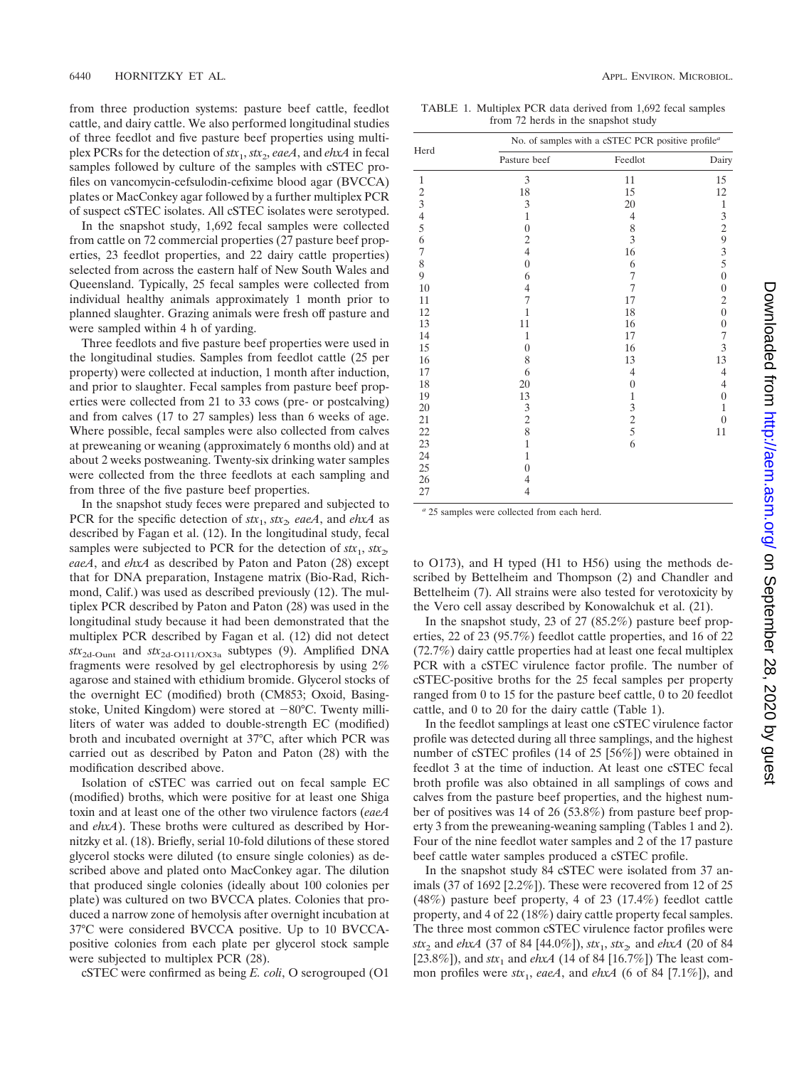from three production systems: pasture beef cattle, feedlot cattle, and dairy cattle. We also performed longitudinal studies of three feedlot and five pasture beef properties using multiplex PCRs for the detection of $stx_1$, $stx_2$, *eaeA*, and *ehxA* in fecal samples followed by culture of the samples with cSTEC profiles on vancomycin-cefsulodin-cefixime blood agar (BVCCA) plates or MacConkey agar followed by a further multiplex PCR of suspect cSTEC isolates. All cSTEC isolates were serotyped.

In the snapshot study, 1,692 fecal samples were collected from cattle on 72 commercial properties (27 pasture beef properties, 23 feedlot properties, and 22 dairy cattle properties) selected from across the eastern half of New South Wales and Queensland. Typically, 25 fecal samples were collected from individual healthy animals approximately 1 month prior to planned slaughter. Grazing animals were fresh off pasture and were sampled within 4 h of yarding.

Three feedlots and five pasture beef properties were used in the longitudinal studies. Samples from feedlot cattle (25 per property) were collected at induction, 1 month after induction, and prior to slaughter. Fecal samples from pasture beef properties were collected from 21 to 33 cows (pre- or postcalving) and from calves (17 to 27 samples) less than 6 weeks of age. Where possible, fecal samples were also collected from calves at preweaning or weaning (approximately 6 months old) and at about 2 weeks postweaning. Twenty-six drinking water samples were collected from the three feedlots at each sampling and from three of the five pasture beef properties.

In the snapshot study feces were prepared and subjected to PCR for the specific detection of $stx_1$, $stx_2$, *eaeA*, and *ehxA* as described by Fagan et al. (12). In the longitudinal study, fecal samples were subjected to PCR for the detection of $stx_1$, $stx_2$, *eaeA*, and *ehxA* as described by Paton and Paton (28) except that for DNA preparation, Instagene matrix (Bio-Rad, Richmond, Calif.) was used as described previously (12). The multiplex PCR described by Paton and Paton (28) was used in the longitudinal study because it had been demonstrated that the multiplex PCR described by Fagan et al. (12) did not detect $stx_{2d\text{-}Ount}$ and $stx_{2d\text{-}O111/OX3a}$ subtypes (9). Amplified DNA fragments were resolved by gel electrophoresis by using 2% agarose and stained with ethidium bromide. Glycerol stocks of the overnight EC (modified) broth (CM853; Oxoid, Basingstoke, United Kingdom) were stored at −80°C. Twenty milliliters of water was added to double-strength EC (modified) broth and incubated overnight at 37°C, after which PCR was carried out as described by Paton and Paton (28) with the modification described above.

Isolation of cSTEC was carried out on fecal sample EC (modified) broths, which were positive for at least one Shiga toxin and at least one of the other two virulence factors (*eaeA* and *ehxA*). These broths were cultured as described by Hornitzky et al. (18). Briefly, serial 10-fold dilutions of these stored glycerol stocks were diluted (to ensure single colonies) as described above and plated onto MacConkey agar. The dilution that produced single colonies (ideally about 100 colonies per plate) was cultured on two BVCCA plates. Colonies that produced a narrow zone of hemolysis after overnight incubation at 37°C were considered BVCCA positive. Up to 10 BVCCA-positive colonies from each plate per glycerol stock sample were subjected to multiplex PCR (28).

cSTEC were confirmed as being *E. coli*, O serogrouped (O1 to O173), and H typed (H1 to H56) using the methods described by Bettelheim and Thompson (2) and Chandler and Bettelheim (7). All strains were also tested for verotoxicity by the Vero cell assay described by Konowalchuk et al. (21).

TABLE 1. Multiplex PCR data derived from 1,692 fecal samples from 72 herds in the snapshot study

| Herd | No. of samples with a cSTEC PCR positive profile[a] | | |
|---|---|---|---|
| | Pasture beef | Feedlot | Dairy |
| 1 | 3 | 11 | 15 |
| 2 | 18 | 15 | 12 |
| 3 | 3 | 20 | 1 |
| 4 | 1 | 4 | 3 |
| 5 | 0 | 8 | 2 |
| 6 | 2 | 3 | 9 |
| 7 | 4 | 16 | 3 |
| 8 | 0 | 6 | 5 |
| 9 | 6 | 7 | 0 |
| 10 | 4 | 7 | 0 |
| 11 | 7 | 17 | 2 |
| 12 | 1 | 18 | 0 |
| 13 | 11 | 16 | 0 |
| 14 | 1 | 17 | 7 |
| 15 | 0 | 16 | 3 |
| 16 | 8 | 13 | 13 |
| 17 | 6 | 4 | 4 |
| 18 | 20 | 0 | 4 |
| 19 | 13 | 1 | 0 |
| 20 | 3 | 3 | 1 |
| 21 | 2 | 2 | 0 |
| 22 | 8 | 5 | 11 |
| 23 | 1 | 6 | |
| 24 | 1 | | |
| 25 | 0 | | |
| 26 | 4 | | |
| 27 | 4 | | |

[a] 25 samples were collected from each herd.

In the snapshot study, 23 of 27 (85.2%) pasture beef properties, 22 of 23 (95.7%) feedlot cattle properties, and 16 of 22 (72.7%) dairy cattle properties had at least one fecal multiplex PCR with a cSTEC virulence factor profile. The number of cSTEC-positive broths for the 25 fecal samples per property ranged from 0 to 15 for the pasture beef cattle, 0 to 20 feedlot cattle, and 0 to 20 for the dairy cattle (Table 1).

In the feedlot samplings at least one cSTEC virulence factor profile was detected during all three samplings, and the highest number of cSTEC profiles (14 of 25 [56%]) were obtained in feedlot 3 at the time of induction. At least one cSTEC fecal broth profile was also obtained in all samplings of cows and calves from the pasture beef properties, and the highest number of positives was 14 of 26 (53.8%) from pasture beef property 3 from the preweaning-weaning sampling (Tables 1 and 2). Four of the nine feedlot water samples and 2 of the 17 pasture beef cattle water samples produced a cSTEC profile.

In the snapshot study 84 cSTEC were isolated from 37 animals (37 of 1692 [2.2%]). These were recovered from 12 of 25 (48%) pasture beef property, 4 of 23 (17.4%) feedlot cattle property, and 4 of 22 (18%) dairy cattle property fecal samples. The three most common cSTEC virulence factor profiles were $stx_2$ and *ehxA* (37 of 84 [44.0%]), $stx_1$, $stx_2$, and *ehxA* (20 of 84 [23.8%]), and $stx_1$ and *ehxA* (14 of 84 [16.7%]) The least common profiles were $stx_1$, *eaeA*, and *ehxA* (6 of 84 [7.1%]), and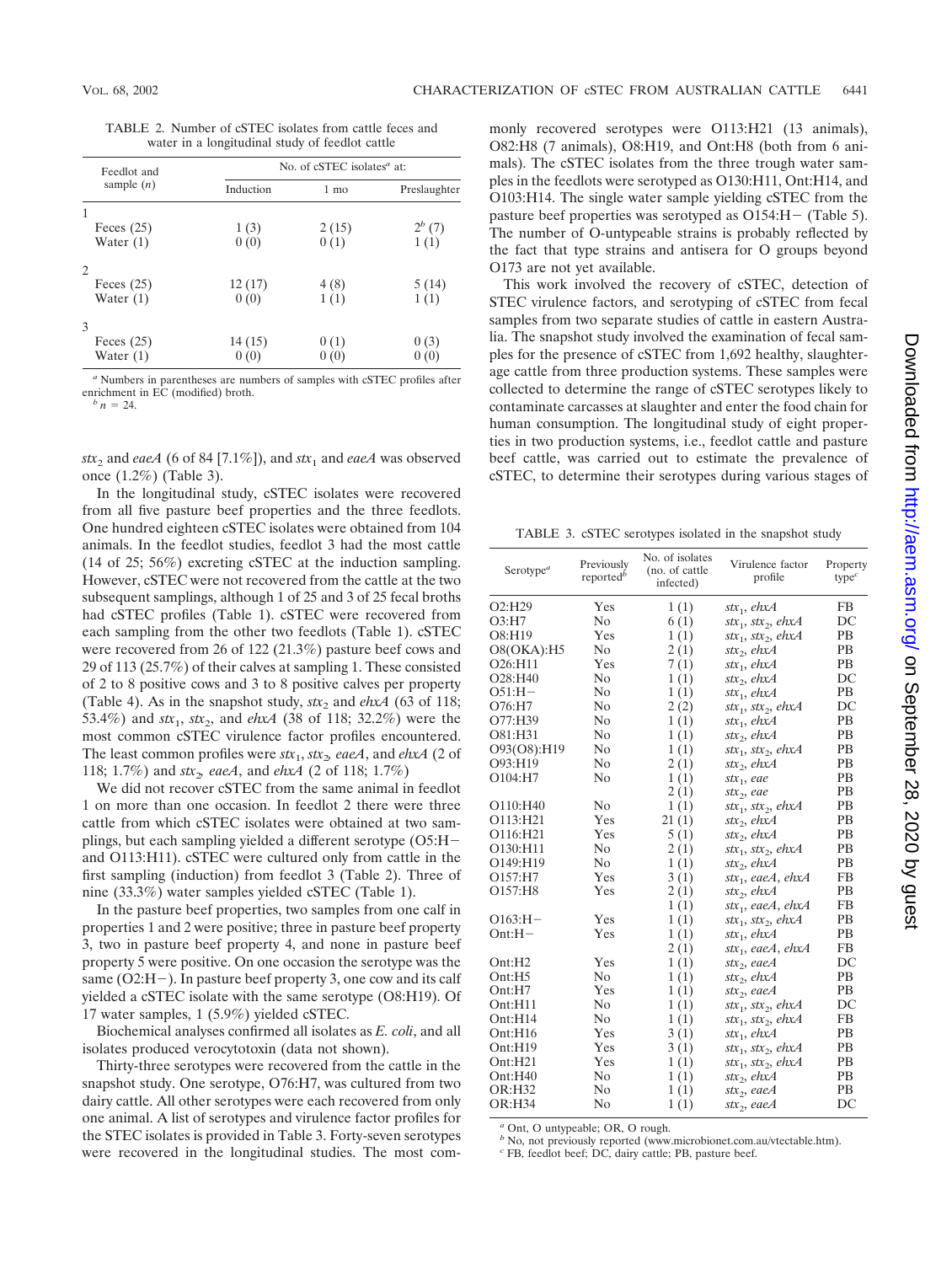TABLE 2. Number of cSTEC isolates from cattle feces and water in a longitudinal study of feedlot cattle

| Feedlot and sample (n) | No. of cSTEC isolates[a] at: | | |
|---|---|---|---|
| | Induction | 1 mo | Preslaughter |
| 1 | | | |
| Feces (25) | 1 (3) | 2 (15) | 2[b] (7) |
| Water (1) | 0 (0) | 0 (1) | 1 (1) |
| 2 | | | |
| Feces (25) | 12 (17) | 4 (8) | 5 (14) |
| Water (1) | 0 (0) | 1 (1) | 1 (1) |
| 3 | | | |
| Feces (25) | 14 (15) | 0 (1) | 0 (3) |
| Water (1) | 0 (0) | 0 (0) | 0 (0) |

[a] Numbers in parentheses are numbers of samples with cSTEC profiles after enrichment in EC (modified) broth.

[b] $n = 24$.

*stx*$_2$ and *eaeA* (6 of 84 [7.1%]), and *stx*$_1$ and *eaeA* was observed once (1.2%) (Table 3).

In the longitudinal study, cSTEC isolates were recovered from all five pasture beef properties and the three feedlots. One hundred eighteen cSTEC isolates were obtained from 104 animals. In the feedlot studies, feedlot 3 had the most cattle (14 of 25; 56%) excreting cSTEC at the induction sampling. However, cSTEC were not recovered from the cattle at the two subsequent samplings, although 1 of 25 and 3 of 25 fecal broths had cSTEC profiles (Table 1). cSTEC were recovered from each sampling from the other two feedlots (Table 1). cSTEC were recovered from 26 of 122 (21.3%) pasture beef cows and 29 of 113 (25.7%) of their calves at sampling 1. These consisted of 2 to 8 positive cows and 3 to 8 positive calves per property (Table 4). As in the snapshot study, *stx*$_2$ and *ehxA* (63 of 118; 53.4%) and *stx*$_1$, *stx*$_2$, and *ehxA* (38 of 118; 32.2%) were the most common cSTEC virulence factor profiles encountered. The least common profiles were *stx*$_1$, *stx*$_2$, *eaeA*, and *ehxA* (2 of 118; 1.7%) and *stx*$_2$, *eaeA*, and *ehxA* (2 of 118; 1.7%)

We did not recover cSTEC from the same animal in feedlot 1 on more than one occasion. In feedlot 2 there were three cattle from which cSTEC isolates were obtained at two samplings, but each sampling yielded a different serotype (O5:H− and O113:H11). cSTEC were cultured only from cattle in the first sampling (induction) from feedlot 3 (Table 2). Three of nine (33.3%) water samples yielded cSTEC (Table 1).

In the pasture beef properties, two samples from one calf in properties 1 and 2 were positive; three in pasture beef property 3, two in pasture beef property 4, and none in pasture beef property 5 were positive. On one occasion the serotype was the same (O2:H−). In pasture beef property 3, one cow and its calf yielded a cSTEC isolate with the same serotype (O8:H19). Of 17 water samples, 1 (5.9%) yielded cSTEC.

Biochemical analyses confirmed all isolates as *E. coli*, and all isolates produced verocytotoxin (data not shown).

Thirty-three serotypes were recovered from the cattle in the snapshot study. One serotype, O76:H7, was cultured from two dairy cattle. All other serotypes were each recovered from only one animal. A list of serotypes and virulence factor profiles for the STEC isolates is provided in Table 3. Forty-seven serotypes were recovered in the longitudinal studies. The most commonly recovered serotypes were O113:H21 (13 animals), O82:H8 (7 animals), O8:H19, and Ont:H8 (both from 6 animals). The cSTEC isolates from the three trough water samples in the feedlots were serotyped as O130:H11, Ont:H14, and O103:H14. The single water sample yielding cSTEC from the pasture beef properties was serotyped as O154:H− (Table 5). The number of O-untypeable strains is probably reflected by the fact that type strains and antisera for O groups beyond O173 are not yet available.

This work involved the recovery of cSTEC, detection of STEC virulence factors, and serotyping of cSTEC from fecal samples from two separate studies of cattle in eastern Australia. The snapshot study involved the examination of fecal samples for the presence of cSTEC from 1,692 healthy, slaughter-age cattle from three production systems. These samples were collected to determine the range of cSTEC serotypes likely to contaminate carcasses at slaughter and enter the food chain for human consumption. The longitudinal study of eight properties in two production systems, i.e., feedlot cattle and pasture beef cattle, was carried out to estimate the prevalence of cSTEC, to determine their serotypes during various stages of

TABLE 3. cSTEC serotypes isolated in the snapshot study

| Serotype[a] | Previously reported[b] | No. of isolates (no. of cattle infected) | Virulence factor profile | Property type[c] |
|---|---|---|---|---|
| O2:H29 | Yes | 1 (1) | *stx*$_1$, *ehxA* | FB |
| O3:H7 | No | 6 (1) | *stx*$_1$, *stx*$_2$, *ehxA* | DC |
| O8:H19 | Yes | 1 (1) | *stx*$_1$, *stx*$_2$, *ehxA* | PB |
| O8(OKA):H5 | No | 2 (1) | *stx*$_2$, *ehxA* | PB |
| O26:H11 | Yes | 7 (1) | *stx*$_1$, *ehxA* | PB |
| O28:H40 | No | 1 (1) | *stx*$_2$, *ehxA* | DC |
| O51:H− | No | 1 (1) | *stx*$_1$, *ehxA* | PB |
| O76:H7 | No | 2 (2) | *stx*$_1$, *stx*$_2$, *ehxA* | DC |
| O77:H39 | No | 1 (1) | *stx*$_1$, *ehxA* | PB |
| O81:H31 | No | 1 (1) | *stx*$_2$, *ehxA* | PB |
| O93(O8):H19 | No | 1 (1) | *stx*$_1$, *stx*$_2$, *ehxA* | PB |
| O93:H19 | No | 2 (1) | *stx*$_2$, *ehxA* | PB |
| O104:H7 | No | 1 (1) | *stx*$_1$, *eae* | PB |
| | | 2 (1) | *stx*$_2$, *eae* | PB |
| O110:H40 | No | 1 (1) | *stx*$_1$, *stx*$_2$, *ehxA* | PB |
| O113:H21 | Yes | 21 (1) | *stx*$_2$, *ehxA* | PB |
| O116:H21 | Yes | 5 (1) | *stx*$_2$, *ehxA* | PB |
| O130:H11 | No | 2 (1) | *stx*$_1$, *stx*$_2$, *ehxA* | PB |
| O149:H19 | No | 1 (1) | *stx*$_2$, *ehxA* | PB |
| O157:H7 | Yes | 3 (1) | *stx*$_1$, *eaeA*, *ehxA* | FB |
| O157:H8 | Yes | 2 (1) | *stx*$_2$, *ehxA* | PB |
| | | 1 (1) | *stx*$_1$, *eaeA*, *ehxA* | FB |
| O163:H− | Yes | 1 (1) | *stx*$_1$, *stx*$_2$, *ehxA* | PB |
| Ont:H− | Yes | 1 (1) | *stx*$_1$, *ehxA* | PB |
| | | 2 (1) | *stx*$_1$, *eaeA*, *ehxA* | FB |
| Ont:H2 | Yes | 1 (1) | *stx*$_2$, *eaeA* | DC |
| Ont:H5 | No | 1 (1) | *stx*$_2$, *ehxA* | PB |
| Ont:H7 | Yes | 1 (1) | *stx*$_2$, *eaeA* | PB |
| Ont:H11 | No | 1 (1) | *stx*$_1$, *stx*$_2$, *ehxA* | DC |
| Ont:H14 | No | 1 (1) | *stx*$_1$, *stx*$_2$, *ehxA* | FB |
| Ont:H16 | Yes | 3 (1) | *stx*$_1$, *ehxA* | PB |
| Ont:H19 | Yes | 3 (1) | *stx*$_1$, *stx*$_2$, *ehxA* | PB |
| Ont:H21 | Yes | 1 (1) | *stx*$_1$, *stx*$_2$, *ehxA* | PB |
| Ont:H40 | No | 1 (1) | *stx*$_2$, *ehxA* | PB |
| OR:H32 | No | 1 (1) | *stx*$_2$, *eaeA* | PB |
| OR:H34 | No | 1 (1) | *stx*$_2$, *eaeA* | DC |

[a] Ont, O untypeable; OR, O rough.

[b] No, not previously reported (www.microbionet.com.au/vtectable.htm).

[c] FB, feedlot beef; DC, dairy cattle; PB, pasture beef.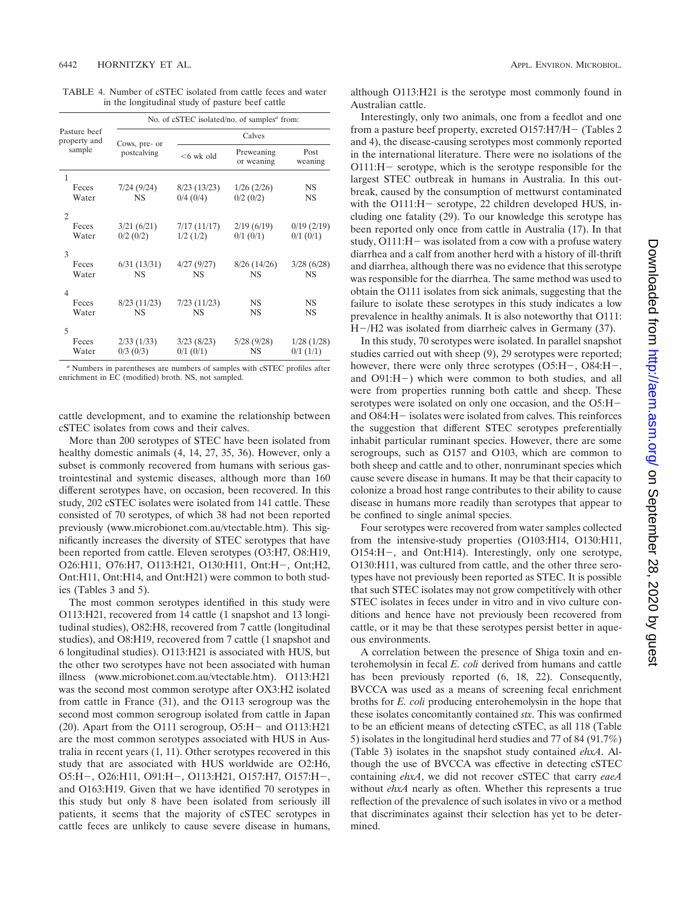TABLE 4. Number of cSTEC isolated from cattle feces and water in the longitudinal study of pasture beef cattle

| Pasture beef property and sample | No. of cSTEC isolated/no. of samples[a] from: | | | |
|---|---|---|---|---|
| | Cows, pre- or postcalving | Calves | | |
| | | <6 wk old | Preweaning or weaning | Post weaning |
| 1 | | | | |
| Feces | 7/24 (9/24) | 8/23 (13/23) | 1/26 (2/26) | NS |
| Water | NS | 0/4 (0/4) | 0/2 (0/2) | NS |
| 2 | | | | |
| Feces | 3/21 (6/21) | 7/17 (11/17) | 2/19 (6/19) | 0/19 (2/19) |
| Water | 0/2 (0/2) | 1/2 (1/2) | 0/1 (0/1) | 0/1 (0/1) |
| 3 | | | | |
| Feces | 6/31 (13/31) | 4/27 (9/27) | 8/26 (14/26) | 3/28 (6/28) |
| Water | NS | NS | NS | NS |
| 4 | | | | |
| Feces | 8/23 (11/23) | 7/23 (11/23) | NS | NS |
| Water | NS | NS | NS | NS |
| 5 | | | | |
| Feces | 2/33 (1/33) | 3/23 (8/23) | 5/28 (9/28) | 1/28 (1/28) |
| Water | 0/3 (0/3) | 0/1 (0/1) | NS | 0/1 (1/1) |

[a] Numbers in parentheses are numbers of samples with cSTEC profiles after enrichment in EC (modified) broth. NS, not sampled.

cattle development, and to examine the relationship between cSTEC isolates from cows and their calves.

More than 200 serotypes of STEC have been isolated from healthy domestic animals (4, 14, 27, 35, 36). However, only a subset is commonly recovered from humans with serious gastrointestinal and systemic diseases, although more than 160 different serotypes have, on occasion, been recovered. In this study, 202 cSTEC isolates were isolated from 141 cattle. These consisted of 70 serotypes, of which 38 had not been reported previously (www.microbionet.com.au/vtectable.htm). This significantly increases the diversity of STEC serotypes that have been reported from cattle. Eleven serotypes (O3:H7, O8:H19, O26:H11, O76:H7, O113:H21, O130:H11, Ont:H−, Ont;H2, Ont:H11, Ont:H14, and Ont:H21) were common to both studies (Tables 3 and 5).

The most common serotypes identified in this study were O113:H21, recovered from 14 cattle (1 snapshot and 13 longitudinal studies), O82:H8, recovered from 7 cattle (longitudinal studies), and O8:H19, recovered from 7 cattle (1 snapshot and 6 longitudinal studies). O113:H21 is associated with HUS, but the other two serotypes have not been associated with human illness (www.microbionet.com.au/vtectable.htm). O113:H21 was the second most common serotype after OX3:H2 isolated from cattle in France (31), and the O113 serogroup was the second most common serogroup isolated from cattle in Japan (20). Apart from the O111 serogroup, O5:H− and O113:H21 are the most common serotypes associated with HUS in Australia in recent years (1, 11). Other serotypes recovered in this study that are associated with HUS worldwide are O2:H6, O5:H−, O26:H11, O91:H−, O113:H21, O157:H7, O157:H−, and O163:H19. Given that we have identified 70 serotypes in this study but only 8 have been isolated from seriously ill patients, it seems that the majority of cSTEC serotypes in cattle feces are unlikely to cause severe disease in humans, although O113:H21 is the serotype most commonly found in Australian cattle.

Interestingly, only two animals, one from a feedlot and one from a pasture beef property, excreted O157:H7/H− (Tables 2 and 4), the disease-causing serotypes most commonly reported in the international literature. There were no isolations of the O111:H− serotype, which is the serotype responsible for the largest STEC outbreak in humans in Australia. In this outbreak, caused by the consumption of mettwurst contaminated with the O111:H− serotype, 22 children developed HUS, including one fatality (29). To our knowledge this serotype has been reported only once from cattle in Australia (17). In that study, O111:H− was isolated from a cow with a profuse watery diarrhea and a calf from another herd with a history of ill-thrift and diarrhea, although there was no evidence that this serotype was responsible for the diarrhea. The same method was used to obtain the O111 isolates from sick animals, suggesting that the failure to isolate these serotypes in this study indicates a low prevalence in healthy animals. It is also noteworthy that O111:H−/H2 was isolated from diarrheic calves in Germany (37).

In this study, 70 serotypes were isolated. In parallel snapshot studies carried out with sheep (9), 29 serotypes were reported; however, there were only three serotypes (O5:H−, O84:H−, and O91:H−) which were common to both studies, and all were from properties running both cattle and sheep. These serotypes were isolated on only one occasion, and the O5:H− and O84:H− isolates were isolated from calves. This reinforces the suggestion that different STEC serotypes preferentially inhabit particular ruminant species. However, there are some serogroups, such as O157 and O103, which are common to both sheep and cattle and to other, nonruminant species which cause severe disease in humans. It may be that their capacity to colonize a broad host range contributes to their ability to cause disease in humans more readily than serotypes that appear to be confined to single animal species.

Four serotypes were recovered from water samples collected from the intensive-study properties (O103:H14, O130:H11, O154:H−, and Ont:H14). Interestingly, only one serotype, O130:H11, was cultured from cattle, and the other three serotypes have not previously been reported as STEC. It is possible that such STEC isolates may not grow competitively with other STEC isolates in feces under in vitro and in vivo culture conditions and hence have not previously been recovered from cattle, or it may be that these serotypes persist better in aqueous environments.

A correlation between the presence of Shiga toxin and enterohemolysin in fecal *E. coli* derived from humans and cattle has been previously reported (6, 18, 22). Consequently, BVCCA was used as a means of screening fecal enrichment broths for *E. coli* producing enterohemolysin in the hope that these isolates concomitantly contained *stx*. This was confirmed to be an efficient means of detecting cSTEC, as all 118 (Table 5) isolates in the longitudinal herd studies and 77 of 84 (91.7%) (Table 3) isolates in the snapshot study contained *ehxA*. Although the use of BVCCA was effective in detecting cSTEC containing *ehxA*, we did not recover cSTEC that carry *eaeA* without *ehxA* nearly as often. Whether this represents a true reflection of the prevalence of such isolates in vivo or a method that discriminates against their selection has yet to be determined.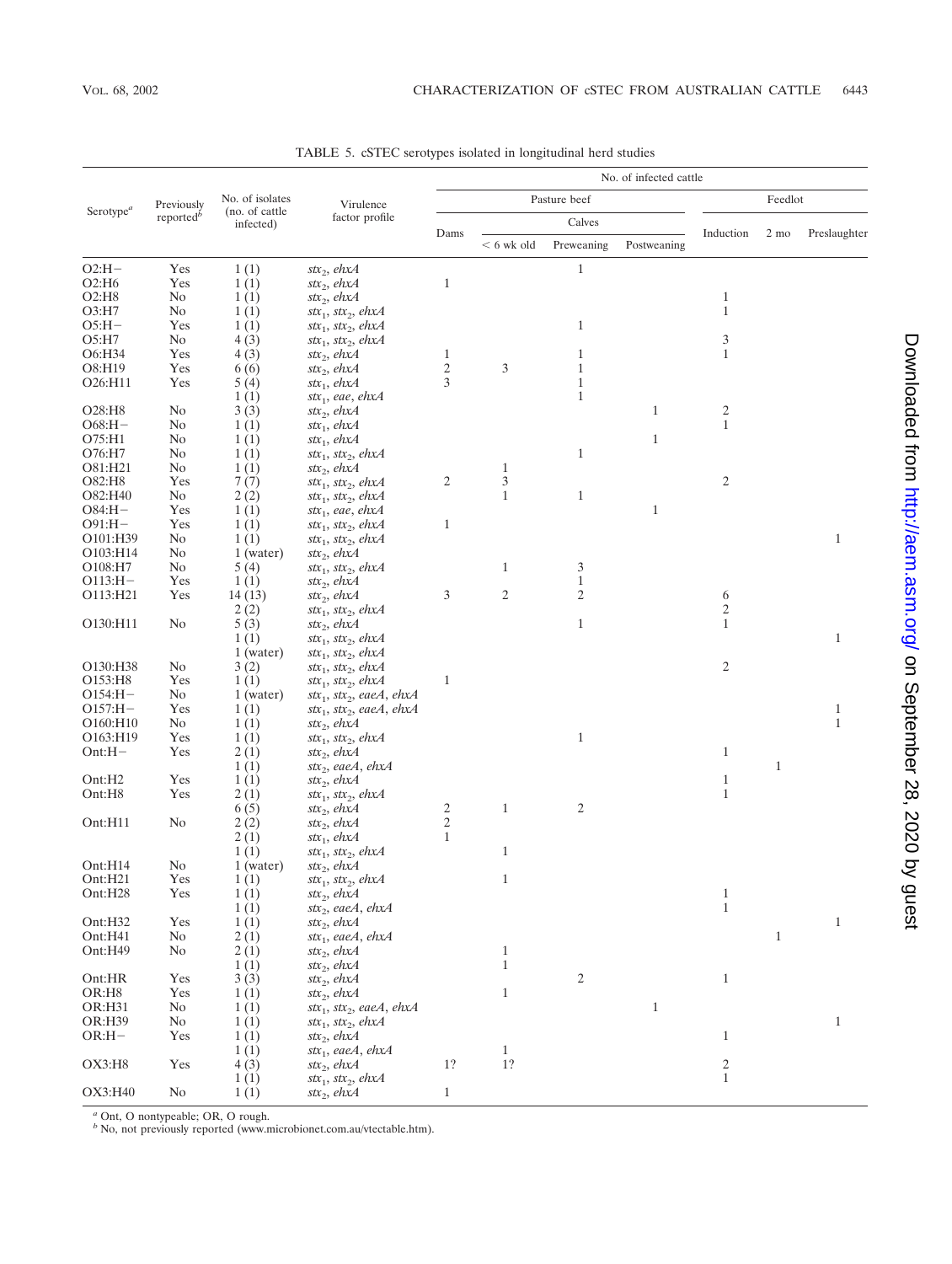TABLE 5. cSTEC serotypes isolated in longitudinal herd studies

| Serotype[a] | Previously reported[b] | No. of isolates (no. of cattle infected) | Virulence factor profile | No. of infected cattle | | | | | | |
|---|---|---|---|---|---|---|---|---|---|---|
| | | | | Pasture beef | | | | Feedlot | | |
| | | | | Dams | Calves | | | Induction | 2 mo | Preslaughter |
| | | | | | < 6 wk old | Preweaning | Postweaning | | | |
| O2:H− | Yes | 1 (1) | *stx*$_2$, *ehxA* | | | 1 | | | | |
| O2:H6 | Yes | 1 (1) | *stx*$_2$, *ehxA* | 1 | | | | | | |
| O2:H8 | No | 1 (1) | *stx*$_2$, *ehxA* | | | | | 1 | | |
| O3:H7 | No | 1 (1) | *stx*$_1$, *stx*$_2$, *ehxA* | | | | | 1 | | |
| O5:H− | Yes | 1 (1) | *stx*$_1$, *stx*$_2$, *ehxA* | | | 1 | | | | |
| O5:H7 | No | 4 (3) | *stx*$_1$, *stx*$_2$, *ehxA* | | | | | 3 | | |
| O6:H34 | Yes | 4 (3) | *stx*$_2$, *ehxA* | 1 | | 1 | | 1 | | |
| O8:H19 | Yes | 6 (6) | *stx*$_2$, *ehxA* | 2 | 3 | 1 | | | | |
| O26:H11 | Yes | 5 (4) | *stx*$_1$, *ehxA* | 3 | | 1 | | | | |
| | | 1 (1) | *stx*$_1$, *eae*, *ehxA* | | | 1 | | | | |
| O28:H8 | No | 3 (3) | *stx*$_2$, *ehxA* | | | | 1 | 2 | | |
| O68:H− | No | 1 (1) | *stx*$_1$, *ehxA* | | | | | 1 | | |
| O75:H1 | No | 1 (1) | *stx*$_1$, *ehxA* | | | | 1 | | | |
| O76:H7 | No | 1 (1) | *stx*$_1$, *stx*$_2$, *ehxA* | | | 1 | | | | |
| O81:H21 | No | 1 (1) | *stx*$_2$, *ehxA* | | 1 | | | | | |
| O82:H8 | Yes | 7 (7) | *stx*$_1$, *stx*$_2$, *ehxA* | 2 | 3 | | | 2 | | |
| O82:H40 | No | 2 (2) | *stx*$_1$, *stx*$_2$, *ehxA* | | 1 | 1 | | | | |
| O84:H− | Yes | 1 (1) | *stx*$_1$, *eae*, *ehxA* | | | | 1 | | | |
| O91:H− | Yes | 1 (1) | *stx*$_1$, *stx*$_2$, *ehxA* | 1 | | | | | | |
| O101:H39 | No | 1 (1) | *stx*$_1$, *stx*$_2$, *ehxA* | | | | | | | 1 |
| O103:H14 | No | 1 (water) | *stx*$_2$, *ehxA* | | | | | | | |
| O108:H7 | No | 5 (4) | *stx*$_1$, *stx*$_2$, *ehxA* | | 1 | 3 | | | | |
| O113:H− | Yes | 1 (1) | *stx*$_2$, *ehxA* | | | 1 | | | | |
| O113:H21 | Yes | 14 (13) | *stx*$_2$, *ehxA* | 3 | 2 | 2 | | 6 | | |
| | | 2 (2) | *stx*$_1$, *stx*$_2$, *ehxA* | | | | | 2 | | |
| O130:H11 | No | 5 (3) | *stx*$_2$, *ehxA* | | | 1 | | 1 | | |
| | | 1 (1) | *stx*$_1$, *stx*$_2$, *ehxA* | | | | | | | 1 |
| | | 1 (water) | *stx*$_1$, *stx*$_2$, *ehxA* | | | | | | | |
| O130:H38 | No | 3 (2) | *stx*$_1$, *stx*$_2$, *ehxA* | | | | | 2 | | |
| O153:H8 | Yes | 1 (1) | *stx*$_1$, *stx*$_2$, *ehxA* | 1 | | | | | | |
| O154:H− | No | 1 (water) | *stx*$_1$, *stx*$_2$, *eaeA*, *ehxA* | | | | | | | |
| O157:H− | Yes | 1 (1) | *stx*$_1$, *stx*$_2$, *eaeA*, *ehxA* | | | | | | | 1 |
| O160:H10 | No | 1 (1) | *stx*$_2$, *ehxA* | | | | | | | 1 |
| O163:H19 | Yes | 1 (1) | *stx*$_1$, *stx*$_2$, *ehxA* | | | 1 | | | | |
| Ont:H− | Yes | 2 (1) | *stx*$_2$, *ehxA* | | | | | 1 | | |
| | | 1 (1) | *stx*$_2$, *eaeA*, *ehxA* | | | | | | 1 | |
| Ont:H2 | Yes | 1 (1) | *stx*$_2$, *ehxA* | | | | | 1 | | |
| Ont:H8 | Yes | 2 (1) | *stx*$_1$, *stx*$_2$, *ehxA* | | | | | 1 | | |
| | | 6 (5) | *stx*$_2$, *ehxA* | 2 | 1 | 2 | | | | |
| Ont:H11 | No | 2 (2) | *stx*$_2$, *ehxA* | 2 | | | | | | |
| | | 2 (1) | *stx*$_1$, *ehxA* | 1 | | | | | | |
| | | 1 (1) | *stx*$_1$, *stx*$_2$, *ehxA* | | 1 | | | | | |
| Ont:H14 | No | 1 (water) | *stx*$_2$, *ehxA* | | | | | | | |
| Ont:H21 | Yes | 1 (1) | *stx*$_1$, *stx*$_2$, *ehxA* | | 1 | | | | | |
| Ont:H28 | Yes | 1 (1) | *stx*$_2$, *ehxA* | | | | | 1 | | |
| | | 1 (1) | *stx*$_2$, *eaeA*, *ehxA* | | | | | 1 | | |
| Ont:H32 | Yes | 1 (1) | *stx*$_2$, *ehxA* | | | | | | | 1 |
| Ont:H41 | No | 2 (1) | *stx*$_1$, *eaeA*, *ehxA* | | | | | | 1 | |
| Ont:H49 | No | 2 (1) | *stx*$_2$, *ehxA* | | 1 | | | | | |
| | | 1 (1) | *stx*$_2$, *ehxA* | | 1 | | | | | |
| Ont:HR | Yes | 3 (3) | *stx*$_2$, *ehxA* | | | 2 | | 1 | | |
| OR:H8 | Yes | 1 (1) | *stx*$_2$, *ehxA* | | 1 | | | | | |
| OR:H31 | No | 1 (1) | *stx*$_1$, *stx*$_2$, *eaeA*, *ehxA* | | | | 1 | | | |
| OR:H39 | No | 1 (1) | *stx*$_1$, *stx*$_2$, *ehxA* | | | | | | | 1 |
| OR:H− | Yes | 1 (1) | *stx*$_2$, *ehxA* | | | | | 1 | | |
| | | 1 (1) | *stx*$_1$, *eaeA*, *ehxA* | | 1 | | | | | |
| OX3:H8 | Yes | 4 (3) | *stx*$_2$, *ehxA* | 1? | 1? | | | 2 | | |
| | | 1 (1) | *stx*$_1$, *stx*$_2$, *ehxA* | | | | | 1 | | |
| OX3:H40 | No | 1 (1) | *stx*$_2$, *ehxA* | 1 | | | | | | |

[a] Ont, O nontypeable; OR, O rough.
[b] No, not previously reported (www.microbionet.com.au/vtectable.htm).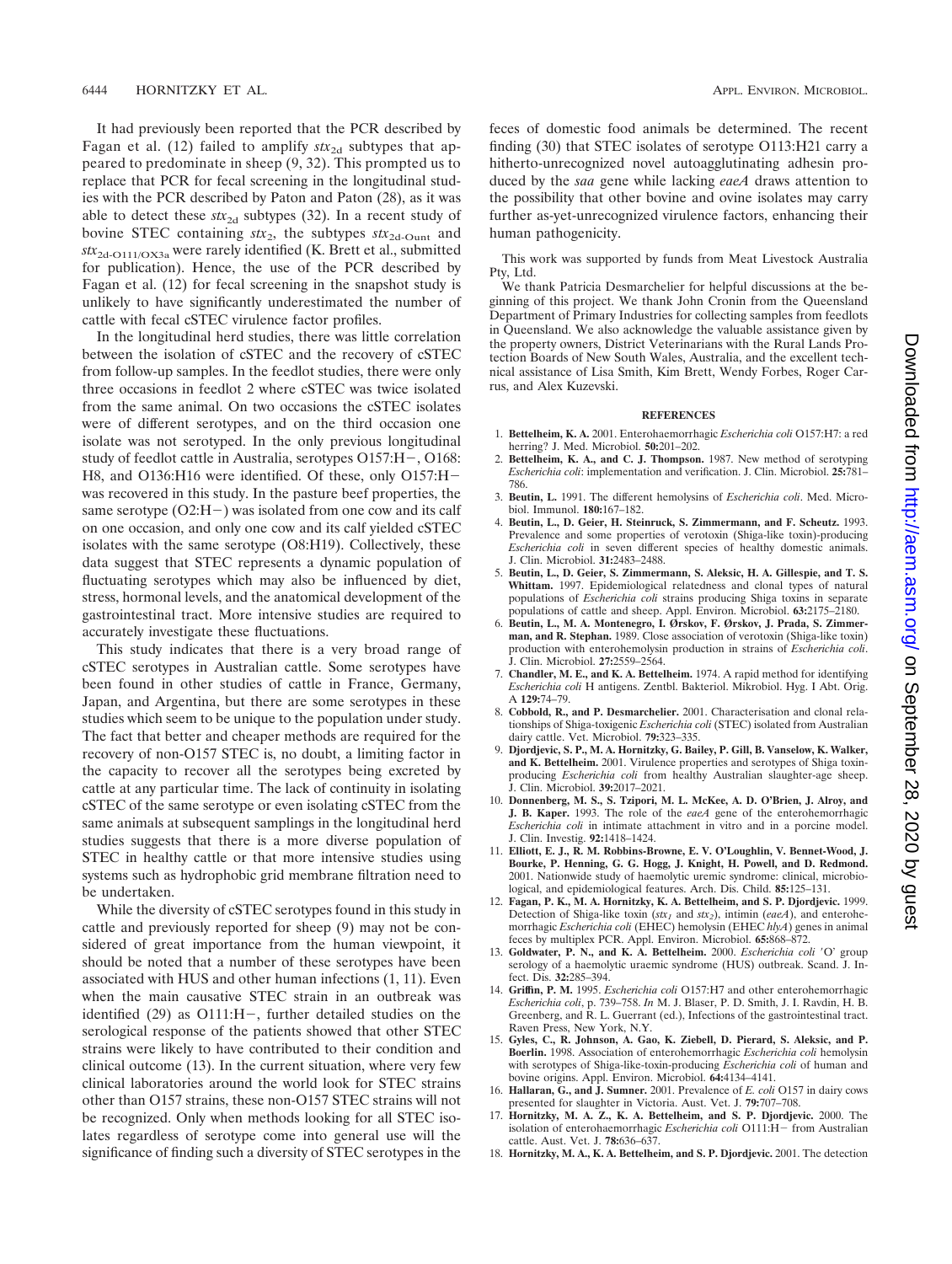It had previously been reported that the PCR described by Fagan et al. (12) failed to amplify $stx_{2d}$ subtypes that appeared to predominate in sheep (9, 32). This prompted us to replace that PCR for fecal screening in the longitudinal studies with the PCR described by Paton and Paton (28), as it was able to detect these $stx_{2d}$ subtypes (32). In a recent study of bovine STEC containing $stx_2$, the subtypes $stx_{2d\text{-}Ount}$ and $stx_{2d\text{-}O111/OX3a}$ were rarely identified (K. Brett et al., submitted for publication). Hence, the use of the PCR described by Fagan et al. (12) for fecal screening in the snapshot study is unlikely to have significantly underestimated the number of cattle with fecal cSTEC virulence factor profiles.

In the longitudinal herd studies, there was little correlation between the isolation of cSTEC and the recovery of cSTEC from follow-up samples. In the feedlot studies, there were only three occasions in feedlot 2 where cSTEC was twice isolated from the same animal. On two occasions the cSTEC isolates were of different serotypes, and on the third occasion one isolate was not serotyped. In the only previous longitudinal study of feedlot cattle in Australia, serotypes O157:H−, O168:H8, and O136:H16 were identified. Of these, only O157:H− was recovered in this study. In the pasture beef properties, the same serotype (O2:H−) was isolated from one cow and its calf on one occasion, and only one cow and its calf yielded cSTEC isolates with the same serotype (O8:H19). Collectively, these data suggest that STEC represents a dynamic population of fluctuating serotypes which may also be influenced by diet, stress, hormonal levels, and the anatomical development of the gastrointestinal tract. More intensive studies are required to accurately investigate these fluctuations.

This study indicates that there is a very broad range of cSTEC serotypes in Australian cattle. Some serotypes have been found in other studies of cattle in France, Germany, Japan, and Argentina, but there are some serotypes in these studies which seem to be unique to the population under study. The fact that better and cheaper methods are required for the recovery of non-O157 STEC is, no doubt, a limiting factor in the capacity to recover all the serotypes being excreted by cattle at any particular time. The lack of continuity in isolating cSTEC of the same serotype or even isolating cSTEC from the same animals at subsequent samplings in the longitudinal herd studies suggests that there is a more diverse population of STEC in healthy cattle or that more intensive studies using systems such as hydrophobic grid membrane filtration need to be undertaken.

While the diversity of cSTEC serotypes found in this study in cattle and previously reported for sheep (9) may not be considered of great importance from the human viewpoint, it should be noted that a number of these serotypes have been associated with HUS and other human infections (1, 11). Even when the main causative STEC strain in an outbreak was identified (29) as O111:H−, further detailed studies on the serological response of the patients showed that other STEC strains were likely to have contributed to their condition and clinical outcome (13). In the current situation, where very few clinical laboratories around the world look for STEC strains other than O157 strains, these non-O157 STEC strains will not be recognized. Only when methods looking for all STEC isolates regardless of serotype come into general use will the significance of finding such a diversity of STEC serotypes in the feces of domestic food animals be determined. The recent finding (30) that STEC isolates of serotype O113:H21 carry a hitherto-unrecognized novel autoagglutinating adhesin produced by the *saa* gene while lacking *eaeA* draws attention to the possibility that other bovine and ovine isolates may carry further as-yet-unrecognized virulence factors, enhancing their human pathogenicity.

This work was supported by funds from Meat Livestock Australia Pty, Ltd.

We thank Patricia Desmarchelier for helpful discussions at the beginning of this project. We thank John Cronin from the Queensland Department of Primary Industries for collecting samples from feedlots in Queensland. We also acknowledge the valuable assistance given by the property owners, District Veterinarians with the Rural Lands Protection Boards of New South Wales, Australia, and the excellent technical assistance of Lisa Smith, Kim Brett, Wendy Forbes, Roger Carrus, and Alex Kuzevski.

## REFERENCES

1. **Bettelheim, K. A.** 2001. Enterohaemorrhagic *Escherichia coli* O157:H7: a red herring? J. Med. Microbiol. **50:**201–202.
2. **Bettelheim, K. A., and C. J. Thompson.** 1987. New method of serotyping *Escherichia coli*: implementation and verification. J. Clin. Microbiol. **25:**781–786.
3. **Beutin, L.** 1991. The different hemolysins of *Escherichia coli*. Med. Microbiol. Immunol. **180:**167–182.
4. **Beutin, L., D. Geier, H. Steinruck, S. Zimmermann, and F. Scheutz.** 1993. Prevalence and some properties of verotoxin (Shiga-like toxin)-producing *Escherichia coli* in seven different species of healthy domestic animals. J. Clin. Microbiol. **31:**2483–2488.
5. **Beutin, L., D. Geier, S. Zimmermann, S. Aleksic, H. A. Gillespie, and T. S. Whittam.** 1997. Epidemiological relatedness and clonal types of natural populations of *Escherichia coli* strains producing Shiga toxins in separate populations of cattle and sheep. Appl. Environ. Microbiol. **63:**2175–2180.
6. **Beutin, L., M. A. Montenegro, I. Ørskov, F. Ørskov, J. Prada, S. Zimmerman, and R. Stephan.** 1989. Close association of verotoxin (Shiga-like toxin) production with enterohemolysin production in strains of *Escherichia coli*. J. Clin. Microbiol. **27:**2559–2564.
7. **Chandler, M. E., and K. A. Bettelheim.** 1974. A rapid method for identifying *Escherichia coli* H antigens. Zentbl. Bakteriol. Mikrobiol. Hyg. I Abt. Orig. A **129:**74–79.
8. **Cobbold, R., and P. Desmarchelier.** 2001. Characterisation and clonal relationships of Shiga-toxigenic *Escherichia coli* (STEC) isolated from Australian dairy cattle. Vet. Microbiol. **79:**323–335.
9. **Djordjevic, S. P., M. A. Hornitzky, G. Bailey, P. Gill, B. Vanselow, K. Walker, and K. Bettelheim.** 2001. Virulence properties and serotypes of Shiga toxin-producing *Escherichia coli* from healthy Australian slaughter-age sheep. J. Clin. Microbiol. **39:**2017–2021.
10. **Donnenberg, M. S., S. Tzipori, M. L. McKee, A. D. O'Brien, J. Alroy, and J. B. Kaper.** 1993. The role of the *eaeA* gene of the enterohemorrhagic *Escherichia coli* in intimate attachment in vitro and in a porcine model. J. Clin. Investig. **92:**1418–1424.
11. **Elliott, E. J., R. M. Robbins-Browne, E. V. O'Loughlin, V. Bennet-Wood, J. Bourke, P. Henning, G. G. Hogg, J. Knight, H. Powell, and D. Redmond.** 2001. Nationwide study of haemolytic uraemic syndrome: clinical, microbiological, and epidemiological features. Arch. Dis. Child. **85:**125–131.
12. **Fagan, P. K., M. A. Hornitzky, K. A. Bettelheim, and S. P. Djordjevic.** 1999. Detection of Shiga-like toxin ($stx_1$ and $stx_2$), intimin (*eaeA*), and enterohemorrhagic *Escherichia coli* (EHEC) hemolysin (EHEC *hlyA*) genes in animal feces by multiplex PCR. Appl. Environ. Microbiol. **65:**868–872.
13. **Goldwater, P. N., and K. A. Bettelheim.** 2000. *Escherichia coli* 'O' group serology of a haemolytic uraemic syndrome (HUS) outbreak. Scand. J. Infect. Dis. **32:**285–394.
14. **Griffin, P. M.** 1995. *Escherichia coli* O157:H7 and other enterohemorrhagic *Escherichia coli*, p. 739–758. *In* M. J. Blaser, P. D. Smith, J. I. Ravdin, H. B. Greenberg, and R. L. Guerrant (ed.), Infections of the gastrointestinal tract. Raven Press, New York, N.Y.
15. **Gyles, C., R. Johnson, A. Gao, K. Ziebell, D. Pierard, S. Aleksic, and P. Boerlin.** 1998. Association of enterohemorrhagic *Escherichia coli* hemolysin with serotypes of Shiga-like-toxin-producing *Escherichia coli* of human and bovine origins. Appl. Environ. Microbiol. **64:**4134–4141.
16. **Hallaran, G., and J. Sumner.** 2001. Prevalence of *E. coli* O157 in dairy cows presented for slaughter in Victoria. Aust. Vet. J. **79:**707–708.
17. **Hornitzky, M. A. Z., K. A. Bettelheim, and S. P. Djordjevic.** 2000. The isolation of enterohaemorrhagic *Escherichia coli* O111:H− from Australian cattle. Aust. Vet. J. **78:**636–637.
18. **Hornitzky, M. A., K. A. Bettelheim, and S. P. Djordjevic.** 2001. The detection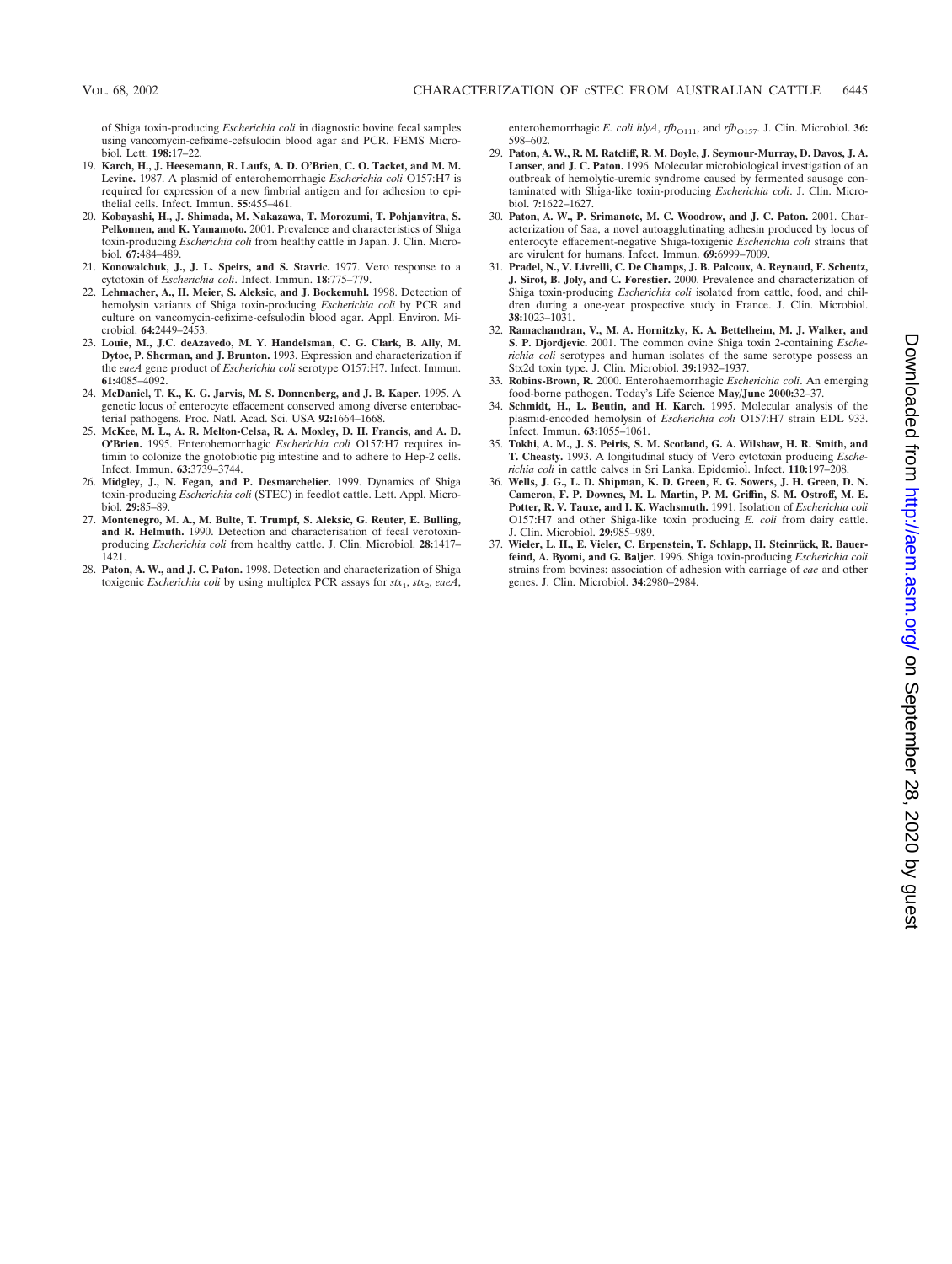of Shiga toxin-producing *Escherichia coli* in diagnostic bovine fecal samples using vancomycin-cefixime-cefsulodin blood agar and PCR. FEMS Microbiol. Lett. **198:**17–22.

19. **Karch, H., J. Heesemann, R. Laufs, A. D. O'Brien, C. O. Tacket, and M. M. Levine.** 1987. A plasmid of enterohemorrhagic *Escherichia coli* O157:H7 is required for expression of a new fimbrial antigen and for adhesion to epithelial cells. Infect. Immun. **55:**455–461.
20. **Kobayashi, H., J. Shimada, M. Nakazawa, T. Morozumi, T. Pohjanvitra, S. Pelkonnen, and K. Yamamoto.** 2001. Prevalence and characteristics of Shiga toxin-producing *Escherichia coli* from healthy cattle in Japan. J. Clin. Microbiol. **67:**484–489.
21. **Konowalchuk, J., J. L. Speirs, and S. Stavric.** 1977. Vero response to a cytotoxin of *Escherichia coli*. Infect. Immun. **18:**775–779.
22. **Lehmacher, A., H. Meier, S. Aleksic, and J. Bockemuhl.** 1998. Detection of hemolysin variants of Shiga toxin-producing *Escherichia coli* by PCR and culture on vancomycin-cefixime-cefsulodin blood agar. Appl. Environ. Microbiol. **64:**2449–2453.
23. **Louie, M., J.C. deAzavedo, M. Y. Handelsman, C. G. Clark, B. Ally, M. Dytoc, P. Sherman, and J. Brunton.** 1993. Expression and characterization if the *eaeA* gene product of *Escherichia coli* serotype O157:H7. Infect. Immun. **61:**4085–4092.
24. **McDaniel, T. K., K. G. Jarvis, M. S. Donnenberg, and J. B. Kaper.** 1995. A genetic locus of enterocyte effacement conserved among diverse enterobacterial pathogens. Proc. Natl. Acad. Sci. USA **92:**1664–1668.
25. **McKee, M. L., A. R. Melton-Celsa, R. A. Moxley, D. H. Francis, and A. D. O'Brien.** 1995. Enterohemorrhagic *Escherichia coli* O157:H7 requires intimin to colonize the gnotobiotic pig intestine and to adhere to Hep-2 cells. Infect. Immun. **63:**3739–3744.
26. **Midgley, J., N. Fegan, and P. Desmarchelier.** 1999. Dynamics of Shiga toxin-producing *Escherichia coli* (STEC) in feedlot cattle. Lett. Appl. Microbiol. **29:**85–89.
27. **Montenegro, M. A., M. Bulte, T. Trumpf, S. Aleksic, G. Reuter, E. Bulling, and R. Helmuth.** 1990. Detection and characterisation of fecal verotoxin-producing *Escherichia coli* from healthy cattle. J. Clin. Microbiol. **28:**1417–1421.
28. **Paton, A. W., and J. C. Paton.** 1998. Detection and characterization of Shiga toxigenic *Escherichia coli* by using multiplex PCR assays for $stx_1$, $stx_2$, *eaeA*, enterohemorrhagic *E. coli hlyA*, $rfb_{O111}$, and $rfb_{O157}$. J. Clin. Microbiol. **36:**598–602.
29. **Paton, A. W., R. M. Ratcliff, R. M. Doyle, J. Seymour-Murray, D. Davos, J. A. Lanser, and J. C. Paton.** 1996. Molecular microbiological investigation of an outbreak of hemolytic-uremic syndrome caused by fermented sausage contaminated with Shiga-like toxin-producing *Escherichia coli*. J. Clin. Microbiol. **7:**1622–1627.
30. **Paton, A. W., P. Srimanote, M. C. Woodrow, and J. C. Paton.** 2001. Characterization of Saa, a novel autoagglutinating adhesin produced by locus of enterocyte effacement-negative Shiga-toxigenic *Escherichia coli* strains that are virulent for humans. Infect. Immun. **69:**6999–7009.
31. **Pradel, N., V. Livrelli, C. De Champs, J. B. Palcoux, A. Reynaud, F. Scheutz, J. Sirot, B. Joly, and C. Forestier.** 2000. Prevalence and characterization of Shiga toxin-producing *Escherichia coli* isolated from cattle, food, and children during a one-year prospective study in France. J. Clin. Microbiol. **38:**1023–1031.
32. **Ramachandran, V., M. A. Hornitzky, K. A. Bettelheim, M. J. Walker, and S. P. Djordjevic.** 2001. The common ovine Shiga toxin 2-containing *Escherichia coli* serotypes and human isolates of the same serotype possess an Stx2d toxin type. J. Clin. Microbiol. **39:**1932–1937.
33. **Robins-Brown, R.** 2000. Enterohaemorrhagic *Escherichia coli*. An emerging food-borne pathogen. Today's Life Science **May/June 2000:**32–37.
34. **Schmidt, H., L. Beutin, and H. Karch.** 1995. Molecular analysis of the plasmid-encoded hemolysin of *Escherichia coli* O157:H7 strain EDL 933. Infect. Immun. **63:**1055–1061.
35. **Tokhi, A. M., J. S. Peiris, S. M. Scotland, G. A. Wilshaw, H. R. Smith, and T. Cheasty.** 1993. A longitudinal study of Vero cytotoxin producing *Escherichia coli* in cattle calves in Sri Lanka. Epidemiol. Infect. **110:**197–208.
36. **Wells, J. G., L. D. Shipman, K. D. Green, E. G. Sowers, J. H. Green, D. N. Cameron, F. P. Downes, M. L. Martin, P. M. Griffin, S. M. Ostroff, M. E. Potter, R. V. Tauxe, and I. K. Wachsmuth.** 1991. Isolation of *Escherichia coli* O157:H7 and other Shiga-like toxin producing *E. coli* from dairy cattle. J. Clin. Microbiol. **29:**985–989.
37. **Wieler, L. H., E. Vieler, C. Erpenstein, T. Schlapp, H. Steinrück, R. Bauerfeind, A. Byomi, and G. Baljer.** 1996. Shiga toxin-producing *Escherichia coli* strains from bovines: association of adhesion with carriage of *eae* and other genes. J. Clin. Microbiol. **34:**2980–2984.